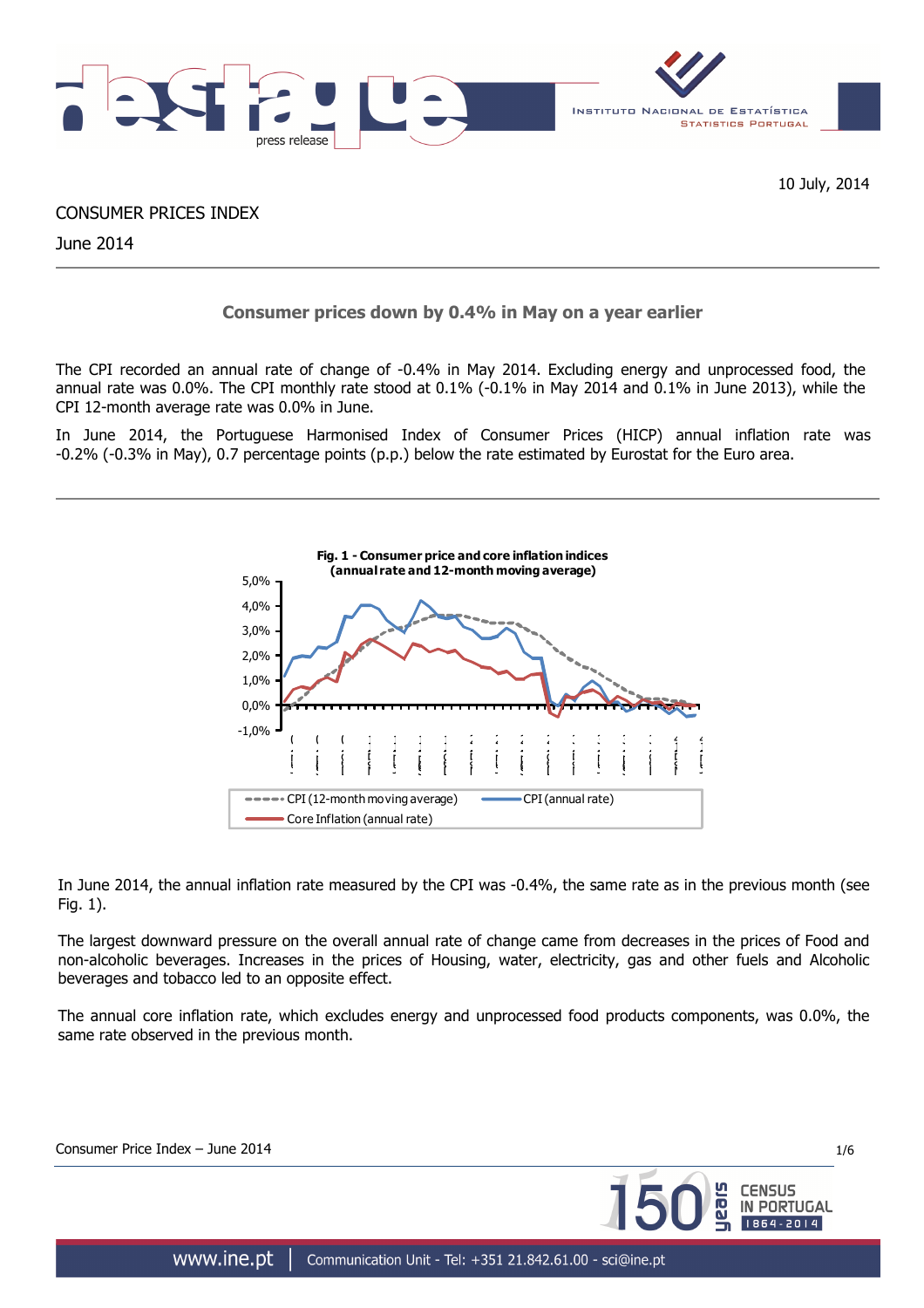10 July, 2014

CONSUMER PRICES INDEX

June 2014

## Consumer prices down by 0.4% in May on a year earlier

The CPI recorded an annual rate of change of -0.4% in May 2014. Excluding energy and unprocessed food, the annual rate was 0.0%. The CPI monthly rate stood at 0.1% (-0.1% in May 2014 and 0.1% in June 2013), while the CPI 12-month average rate was 0.0% in June.

In June 2014, the Portuguese Harmonised Index of Consumer Prices (HICP) annual inflation rate was -0.2% (-0.3% in May), 0.7 percentage points (p.p.) below the rate estimated by Eurostat for the Euro area.

**Fig. 1 - Consumer price and core inflation indices (annual rate and 12-month moving average)**

In June 2014, the annual inflation rate measured by the CPI was -0.4%, the same rate as in the previous month (see Fig. 1).

The largest downward pressure on the overall annual rate of change came from decreases in the prices of Food and non-alcoholic beverages. Increases in the prices of Housing, water, electricity, gas and other fuels and Alcoholic beverages and tobacco led to an opposite effect.

The annual core inflation rate, which excludes energy and unprocessed food products components, was 0.0%, the same rate observed in the previous month.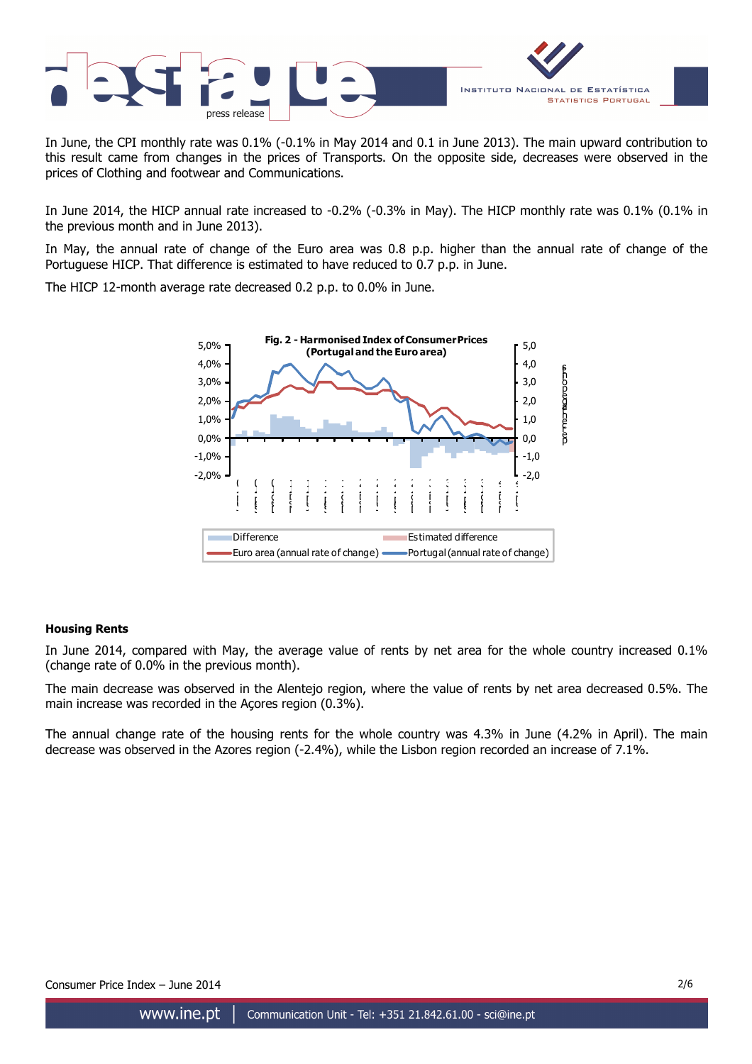In June, the CPI monthly rate was 0.1% (-0.1% in May 2014 and 0.1 in June 2013). The main upward contribution to this result came from changes in the prices of Transports. On the opposite side, decreases were observed in the prices of Clothing and footwear and Communications.

In June 2014, the HICP annual rate increased to -0.2% (-0.3% in May). The HICP monthly rate was 0.1% (0.1% in the previous month and in June 2013).

In May, the annual rate of change of the Euro area was 0.8 p.p. higher than the annual rate of change of the Portuguese HICP. That difference is estimated to have reduced to 0.7 p.p. in June.

The HICP 12-month average rate decreased 0.2 p.p. to 0.0% in June.

**Fig. 2 - Harmonised Index of Consumer Prices (Portugal and the Euro area)**

### Housing Rents

In June 2014, compared with May, the average value of rents by net area for the whole country increased 0.1% (change rate of 0.0% in the previous month).

The main decrease was observed in the Alentejo region, where the value of rents by net area decreased 0.5%. The main increase was recorded in the Açores region (0.3%).

The annual change rate of the housing rents for the whole country was 4.3% in June (4.2% in April). The main decrease was observed in the Azores region (-2.4%), while the Lisbon region recorded an increase of 7.1%.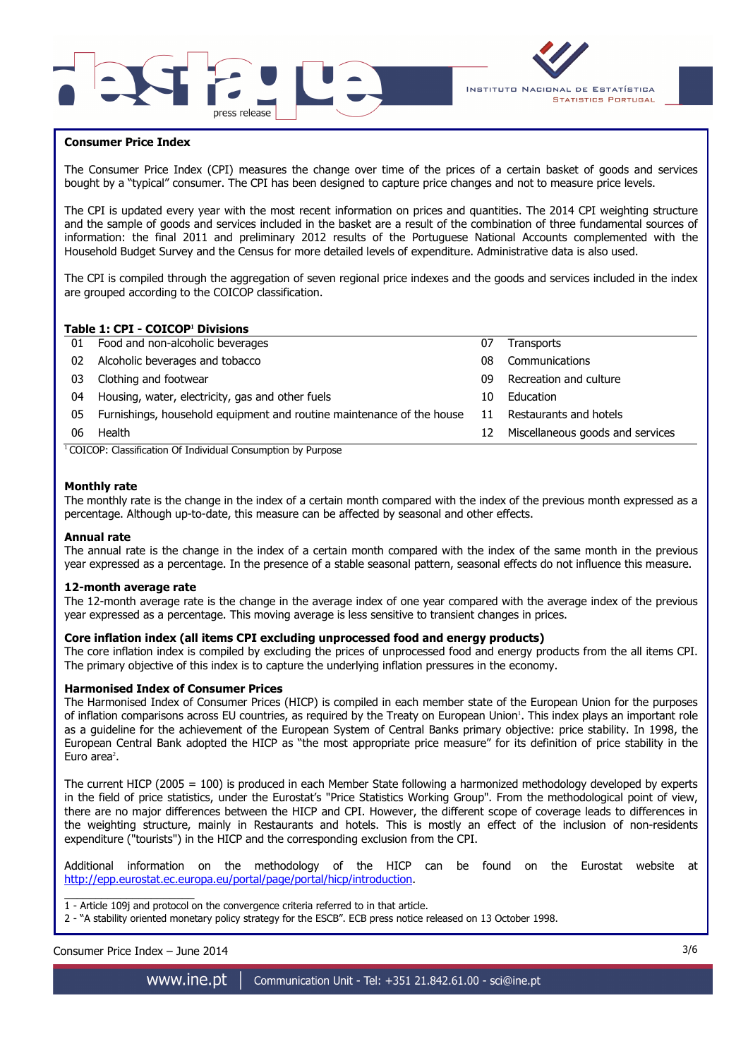## Consumer Price Index

The Consumer Price Index (CPI) measures the change over time of the prices of a certain basket of goods and services bought by a "typical" consumer. The CPI has been designed to capture price changes and not to measure price levels.

The CPI is updated every year with the most recent information on prices and quantities. The 2014 CPI weighting structure and the sample of goods and services included in the basket are a result of the combination of three fundamental sources of information: the final 2011 and preliminary 2012 results of the Portuguese National Accounts complemented with the Household Budget Survey and the Census for more detailed levels of expenditure. Administrative data is also used.

The CPI is compiled through the aggregation of seven regional price indexes and the goods and services included in the index are grouped according to the COICOP classification.

**Table 1: CPI - COICOP[1] Divisions**

| | | | |
|---|---|---|---|
| 01 | Food and non-alcoholic beverages | 07 | Transports |
| 02 | Alcoholic beverages and tobacco | 08 | Communications |
| 03 | Clothing and footwear | 09 | Recreation and culture |
| 04 | Housing, water, electricity, gas and other fuels | 10 | Education |
| 05 | Furnishings, household equipment and routine maintenance of the house | 11 | Restaurants and hotels |
| 06 | Health | 12 | Miscellaneous goods and services |

[1] COICOP: Classification Of Individual Consumption by Purpose

### Monthly rate

The monthly rate is the change in the index of a certain month compared with the index of the previous month expressed as a percentage. Although up-to-date, this measure can be affected by seasonal and other effects.

### Annual rate

The annual rate is the change in the index of a certain month compared with the index of the same month in the previous year expressed as a percentage. In the presence of a stable seasonal pattern, seasonal effects do not influence this measure.

### 12-month average rate

The 12-month average rate is the change in the average index of one year compared with the average index of the previous year expressed as a percentage. This moving average is less sensitive to transient changes in prices.

### Core inflation index (all items CPI excluding unprocessed food and energy products)

The core inflation index is compiled by excluding the prices of unprocessed food and energy products from the all items CPI. The primary objective of this index is to capture the underlying inflation pressures in the economy.

### Harmonised Index of Consumer Prices

The Harmonised Index of Consumer Prices (HICP) is compiled in each member state of the European Union for the purposes of inflation comparisons across EU countries, as required by the Treaty on European Union[1]. This index plays an important role as a guideline for the achievement of the European System of Central Banks primary objective: price stability. In 1998, the European Central Bank adopted the HICP as "the most appropriate price measure" for its definition of price stability in the Euro area[2].

The current HICP (2005 = 100) is produced in each Member State following a harmonized methodology developed by experts in the field of price statistics, under the Eurostat's "Price Statistics Working Group". From the methodological point of view, there are no major differences between the HICP and CPI. However, the different scope of coverage leads to differences in the weighting structure, mainly in Restaurants and hotels. This is mostly an effect of the inclusion of non-residents expenditure ("tourists") in the HICP and the corresponding exclusion from the CPI.

Additional information on the methodology of the HICP can be found on the Eurostat website at http://epp.eurostat.ec.europa.eu/portal/page/portal/hicp/introduction.

---

1 - Article 109j and protocol on the convergence criteria referred to in that article.

2 - "A stability oriented monetary policy strategy for the ESCB". ECB press notice released on 13 October 1998.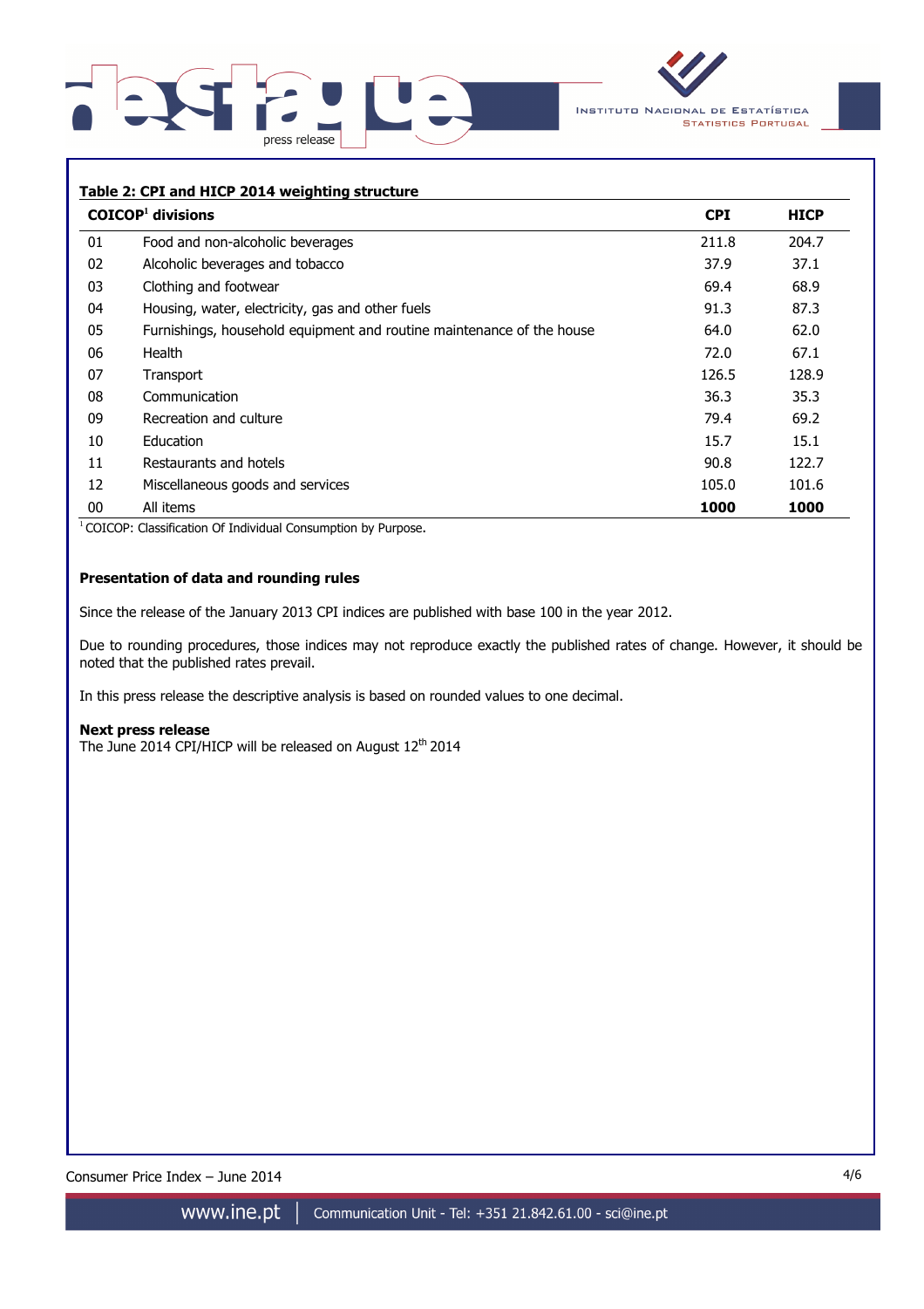**Table 2: CPI and HICP 2014 weighting structure**

| | COICOP[1] divisions | CPI | HICP |
|---|---|---|---|
| 01 | Food and non-alcoholic beverages | 211.8 | 204.7 |
| 02 | Alcoholic beverages and tobacco | 37.9 | 37.1 |
| 03 | Clothing and footwear | 69.4 | 68.9 |
| 04 | Housing, water, electricity, gas and other fuels | 91.3 | 87.3 |
| 05 | Furnishings, household equipment and routine maintenance of the house | 64.0 | 62.0 |
| 06 | Health | 72.0 | 67.1 |
| 07 | Transport | 126.5 | 128.9 |
| 08 | Communication | 36.3 | 35.3 |
| 09 | Recreation and culture | 79.4 | 69.2 |
| 10 | Education | 15.7 | 15.1 |
| 11 | Restaurants and hotels | 90.8 | 122.7 |
| 12 | Miscellaneous goods and services | 105.0 | 101.6 |
| 00 | All items | **1000** | **1000** |

[1] COICOP: Classification Of Individual Consumption by Purpose.

**Presentation of data and rounding rules**

Since the release of the January 2013 CPI indices are published with base 100 in the year 2012.

Due to rounding procedures, those indices may not reproduce exactly the published rates of change. However, it should be noted that the published rates prevail.

In this press release the descriptive analysis is based on rounded values to one decimal.

**Next press release**

The June 2014 CPI/HICP will be released on August 12th 2014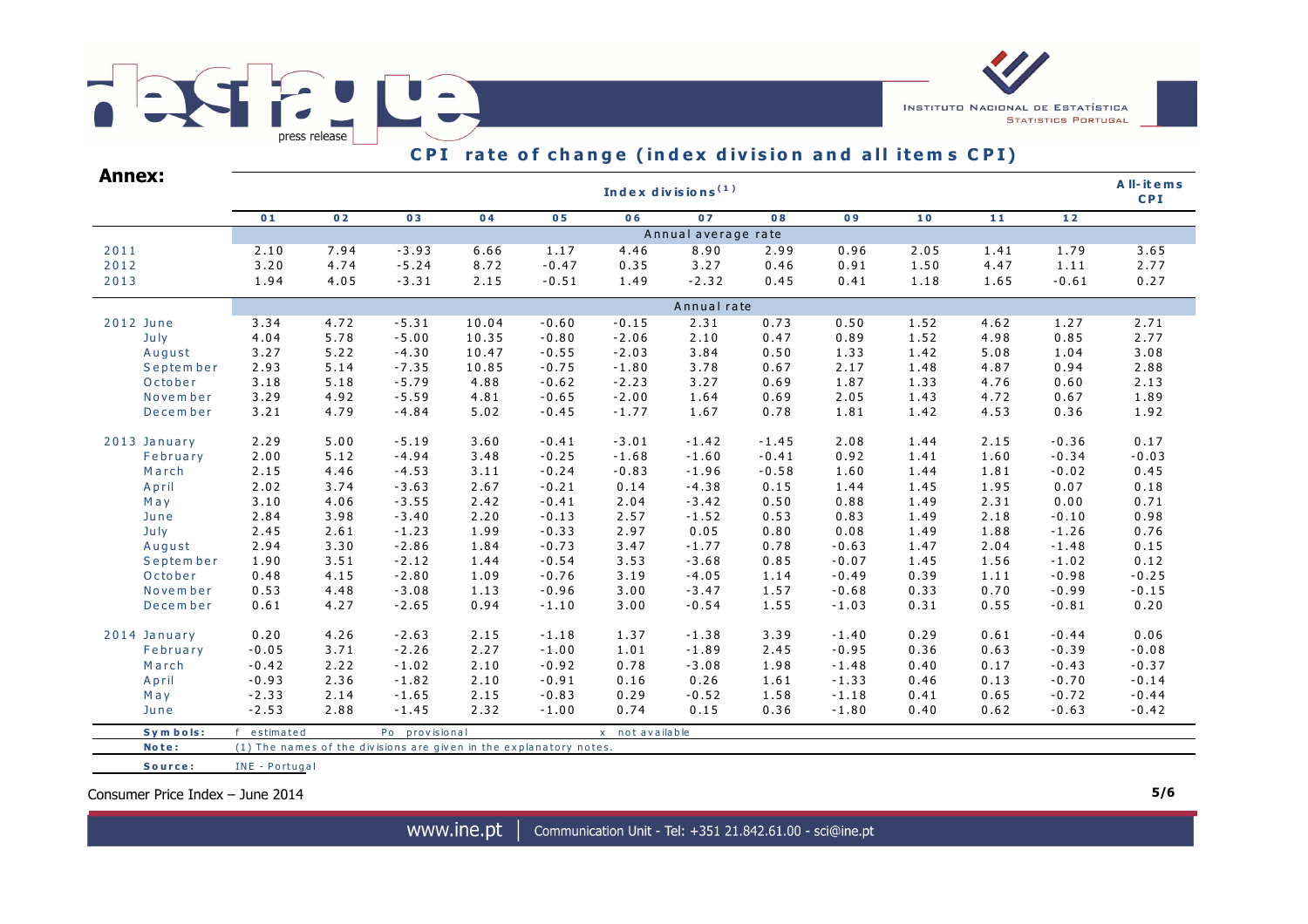## Annex:

### CPI rate of change (index division and all items CPI)

| | Index divisions [1] | | | | | | | | | | | | All-items CPI |
|---|---|---|---|---|---|---|---|---|---|---|---|---|---|
| | 01 | 02 | 03 | 04 | 05 | 06 | 07 | 08 | 09 | 10 | 11 | 12 | |
| | Annual average rate | | | | | | | | | | | | |
| 2011 | 2.10 | 7.94 | -3.93 | 6.66 | 1.17 | 4.46 | 8.90 | 2.99 | 0.96 | 2.05 | 1.41 | 1.79 | 3.65 |
| 2012 | 3.20 | 4.74 | -5.24 | 8.72 | -0.47 | 0.35 | 3.27 | 0.46 | 0.91 | 1.50 | 4.47 | 1.11 | 2.77 |
| 2013 | 1.94 | 4.05 | -3.31 | 2.15 | -0.51 | 1.49 | -2.32 | 0.45 | 0.41 | 1.18 | 1.65 | -0.61 | 0.27 |
| | Annual rate | | | | | | | | | | | | |
| 2012 June | 3.34 | 4.72 | -5.31 | 10.04 | -0.60 | -0.15 | 2.31 | 0.73 | 0.50 | 1.52 | 4.62 | 1.27 | 2.71 |
| July | 4.04 | 5.78 | -5.00 | 10.35 | -0.80 | -2.06 | 2.10 | 0.47 | 0.89 | 1.52 | 4.98 | 0.85 | 2.77 |
| August | 3.27 | 5.22 | -4.30 | 10.47 | -0.55 | -2.03 | 3.84 | 0.50 | 1.33 | 1.42 | 5.08 | 1.04 | 3.08 |
| September | 2.93 | 5.14 | -7.35 | 10.85 | -0.75 | -1.80 | 3.78 | 0.67 | 2.17 | 1.48 | 4.87 | 0.94 | 2.88 |
| October | 3.18 | 5.18 | -5.79 | 4.88 | -0.62 | -2.23 | 3.27 | 0.69 | 1.87 | 1.33 | 4.76 | 0.60 | 2.13 |
| November | 3.29 | 4.92 | -5.59 | 4.81 | -0.65 | -2.00 | 1.64 | 0.69 | 2.05 | 1.43 | 4.72 | 0.67 | 1.89 |
| December | 3.21 | 4.79 | -4.84 | 5.02 | -0.45 | -1.77 | 1.67 | 0.78 | 1.81 | 1.42 | 4.53 | 0.36 | 1.92 |
| 2013 January | 2.29 | 5.00 | -5.19 | 3.60 | -0.41 | -3.01 | -1.42 | -1.45 | 2.08 | 1.44 | 2.15 | -0.36 | 0.17 |
| February | 2.00 | 5.12 | -4.94 | 3.48 | -0.25 | -1.68 | -1.60 | -0.41 | 0.92 | 1.41 | 1.60 | -0.34 | -0.03 |
| March | 2.15 | 4.46 | -4.53 | 3.11 | -0.24 | -0.83 | -1.96 | -0.58 | 1.60 | 1.44 | 1.81 | -0.02 | 0.45 |
| April | 2.02 | 3.74 | -3.63 | 2.67 | -0.21 | 0.14 | -4.38 | 0.15 | 1.44 | 1.45 | 1.95 | 0.07 | 0.18 |
| May | 3.10 | 4.06 | -3.55 | 2.42 | -0.41 | 2.04 | -3.42 | 0.50 | 0.88 | 1.49 | 2.31 | 0.00 | 0.71 |
| June | 2.84 | 3.98 | -3.40 | 2.20 | -0.13 | 2.57 | -1.52 | 0.53 | 0.83 | 1.49 | 2.18 | -0.10 | 0.98 |
| July | 2.45 | 2.61 | -1.23 | 1.99 | -0.33 | 2.97 | 0.05 | 0.80 | 0.08 | 1.49 | 1.88 | -1.26 | 0.76 |
| August | 2.94 | 3.30 | -2.86 | 1.84 | -0.73 | 3.47 | -1.77 | 0.78 | -0.63 | 1.47 | 2.04 | -1.48 | 0.15 |
| September | 1.90 | 3.51 | -2.12 | 1.44 | -0.54 | 3.53 | -3.68 | 0.85 | -0.07 | 1.45 | 1.56 | -1.02 | 0.12 |
| October | 0.48 | 4.15 | -2.80 | 1.09 | -0.76 | 3.19 | -4.05 | 1.14 | -0.49 | 0.39 | 1.11 | -0.98 | -0.25 |
| November | 0.53 | 4.48 | -3.08 | 1.13 | -0.96 | 3.00 | -3.47 | 1.57 | -0.68 | 0.33 | 0.70 | -0.99 | -0.15 |
| December | 0.61 | 4.27 | -2.65 | 0.94 | -1.10 | 3.00 | -0.54 | 1.55 | -1.03 | 0.31 | 0.55 | -0.81 | 0.20 |
| 2014 January | 0.20 | 4.26 | -2.63 | 2.15 | -1.18 | 1.37 | -1.38 | 3.39 | -1.40 | 0.29 | 0.61 | -0.44 | 0.06 |
| February | -0.05 | 3.71 | -2.26 | 2.27 | -1.00 | 1.01 | -1.89 | 2.45 | -0.95 | 0.36 | 0.63 | -0.39 | -0.08 |
| March | -0.42 | 2.22 | -1.02 | 2.10 | -0.92 | 0.78 | -3.08 | 1.98 | -1.48 | 0.40 | 0.17 | -0.43 | -0.37 |
| April | -0.93 | 2.36 | -1.82 | 2.10 | -0.91 | 0.16 | 0.26 | 1.61 | -1.33 | 0.46 | 0.13 | -0.70 | -0.14 |
| May | -2.33 | 2.14 | -1.65 | 2.15 | -0.83 | 0.29 | -0.52 | 1.58 | -1.18 | 0.41 | 0.65 | -0.72 | -0.44 |
| June | -2.53 | 2.88 | -1.45 | 2.32 | -1.00 | 0.74 | 0.15 | 0.36 | -1.80 | 0.40 | 0.62 | -0.63 | -0.42 |

**Symbols:** f estimated &nbsp;&nbsp; Po provisional &nbsp;&nbsp; x not available

**Note:** (1) The names of the divisions are given in the explanatory notes.

**Source:** INE - Portugal

Consumer Price Index – June 2014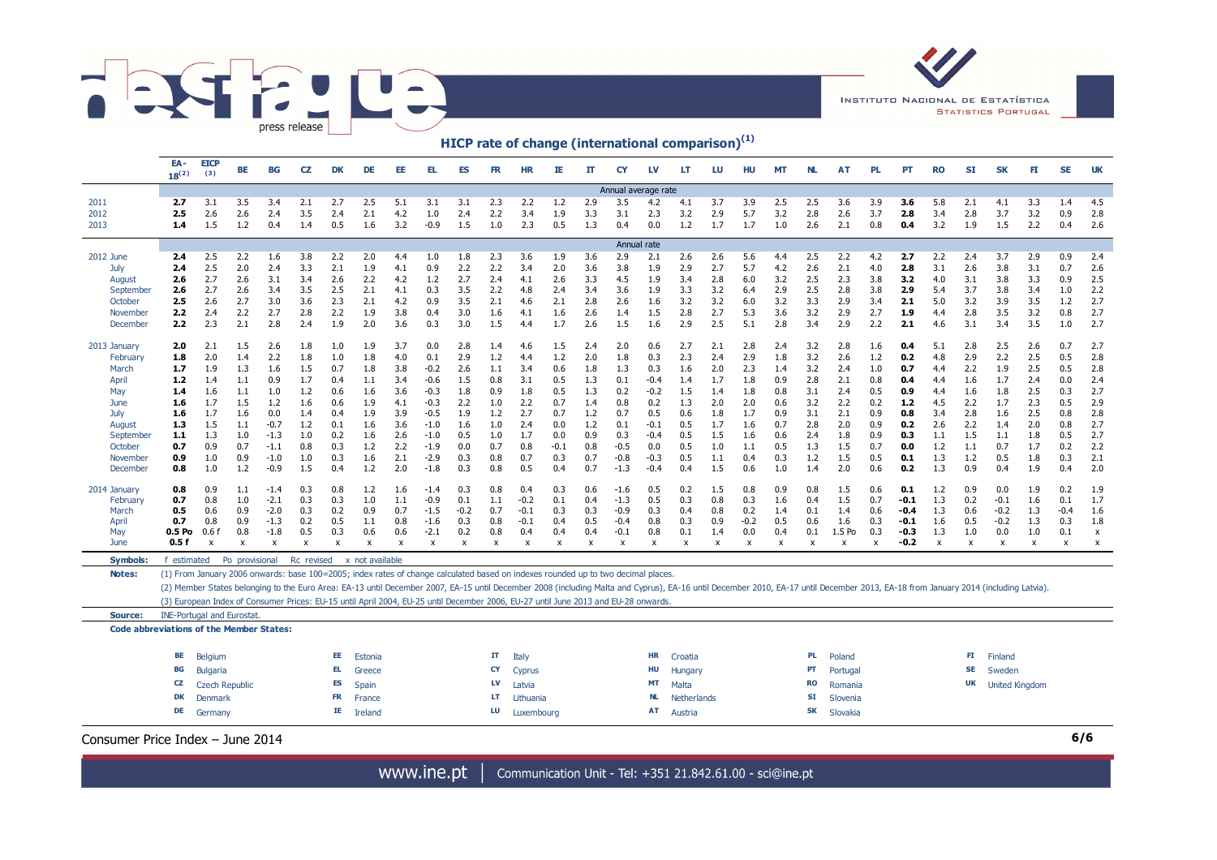## HICP rate of change (international comparison)[1]

| | EA-18[(2)] | EICP (3) | BE | BG | CZ | DK | DE | EE | EL | ES | FR | HR | IE | IT | CY | LV | LT | LU | HU | MT | NL | AT | PL | PT | RO | SI | SK | FI | SE | UK |
|---|---|---|---|---|---|---|---|---|---|---|---|---|---|---|---|---|---|---|---|---|---|---|---|---|---|---|---|---|---|---|
| | Annual average rate | | | | | | | | | | | | | | | | | | | | | | | | | | | | | |
| 2011 | **2.7** | 3.1 | 3.5 | 3.4 | 2.1 | 2.7 | 2.5 | 5.1 | 3.1 | 3.1 | 2.3 | 2.2 | 1.2 | 2.9 | 3.5 | 4.2 | 4.1 | 3.7 | 3.9 | 2.5 | 2.5 | 3.6 | 3.9 | **3.6** | 5.8 | 2.1 | 4.1 | 3.3 | 1.4 | 4.5 |
| 2012 | **2.5** | 2.6 | 2.6 | 2.4 | 3.5 | 2.4 | 2.1 | 4.2 | 1.0 | 2.4 | 2.2 | 3.4 | 1.9 | 3.3 | 3.1 | 2.3 | 3.2 | 2.9 | 5.7 | 3.2 | 2.8 | 2.6 | 3.7 | **2.8** | 3.4 | 2.8 | 3.7 | 3.2 | 0.9 | 2.8 |
| 2013 | **1.4** | 1.5 | 1.2 | 0.4 | 1.4 | 0.5 | 1.6 | 3.2 | -0.9 | 1.5 | 1.0 | 2.3 | 0.5 | 1.3 | 0.4 | 0.0 | 1.2 | 1.7 | 1.7 | 1.0 | 2.6 | 2.1 | 0.8 | **0.4** | 3.2 | 1.9 | 1.5 | 2.2 | 0.4 | 2.6 |
| | Annual rate | | | | | | | | | | | | | | | | | | | | | | | | | | | | | |
| 2012 June | **2.4** | 2.5 | 2.2 | 1.6 | 3.8 | 2.2 | 2.0 | 4.4 | 1.0 | 1.8 | 2.3 | 3.6 | 1.9 | 3.6 | 2.9 | 2.1 | 2.6 | 2.6 | 5.6 | 4.4 | 2.5 | 2.2 | 4.2 | **2.7** | 2.2 | 2.4 | 3.7 | 2.9 | 0.9 | 2.4 |
| July | **2.4** | 2.5 | 2.0 | 2.4 | 3.3 | 2.1 | 1.9 | 4.1 | 0.9 | 2.2 | 2.2 | 3.4 | 2.0 | 3.6 | 3.8 | 1.9 | 2.9 | 2.7 | 5.7 | 4.2 | 2.6 | 2.1 | 4.0 | **2.8** | 3.1 | 2.6 | 3.8 | 3.1 | 0.7 | 2.6 |
| August | **2.6** | 2.7 | 2.6 | 3.1 | 3.4 | 2.6 | 2.2 | 4.2 | 1.2 | 2.7 | 2.4 | 4.1 | 2.6 | 3.3 | 4.5 | 1.9 | 3.4 | 2.8 | 6.0 | 3.2 | 2.5 | 2.3 | 3.8 | **3.2** | 4.0 | 3.1 | 3.8 | 3.3 | 0.9 | 2.5 |
| September | **2.6** | 2.7 | 2.6 | 3.4 | 3.5 | 2.5 | 2.1 | 4.1 | 0.3 | 3.5 | 2.2 | 4.8 | 2.4 | 3.4 | 3.6 | 1.9 | 3.3 | 3.2 | 6.4 | 2.9 | 2.5 | 2.8 | 3.8 | **2.9** | 5.4 | 3.7 | 3.8 | 3.4 | 1.0 | 2.2 |
| October | **2.5** | 2.6 | 2.7 | 3.0 | 3.6 | 2.3 | 2.1 | 4.2 | 0.9 | 3.5 | 2.1 | 4.6 | 2.1 | 2.8 | 2.6 | 1.6 | 3.2 | 3.2 | 6.0 | 3.2 | 3.3 | 2.9 | 3.4 | **2.1** | 5.0 | 3.2 | 3.9 | 3.5 | 1.2 | 2.7 |
| November | **2.2** | 2.4 | 2.2 | 2.7 | 2.8 | 2.2 | 1.9 | 3.8 | 0.4 | 3.0 | 1.6 | 4.1 | 1.6 | 2.6 | 1.4 | 1.5 | 2.8 | 2.7 | 5.3 | 3.6 | 3.2 | 2.9 | 2.7 | **1.9** | 4.4 | 2.8 | 3.5 | 3.2 | 0.8 | 2.7 |
| December | **2.2** | 2.3 | 2.1 | 2.8 | 2.4 | 1.9 | 2.0 | 3.6 | 0.3 | 3.0 | 1.5 | 4.4 | 1.7 | 2.6 | 1.5 | 1.6 | 2.9 | 2.5 | 5.1 | 2.8 | 3.4 | 2.9 | 2.2 | **2.1** | 4.6 | 3.1 | 3.4 | 3.5 | 1.0 | 2.7 |
| 2013 January | **2.0** | 2.1 | 1.5 | 2.6 | 1.8 | 1.0 | 1.9 | 3.7 | 0.0 | 2.8 | 1.4 | 4.6 | 1.5 | 2.4 | 2.0 | 0.6 | 2.7 | 2.1 | 2.8 | 2.4 | 3.2 | 2.8 | 1.6 | **0.4** | 5.1 | 2.8 | 2.5 | 2.6 | 0.7 | 2.7 |
| February | **1.8** | 2.0 | 1.4 | 2.2 | 1.8 | 1.0 | 1.8 | 4.0 | 0.1 | 2.9 | 1.2 | 4.4 | 1.2 | 2.0 | 1.8 | 0.3 | 2.3 | 2.4 | 2.9 | 1.8 | 3.2 | 2.6 | 1.2 | **0.2** | 4.8 | 2.9 | 2.2 | 2.5 | 0.5 | 2.8 |
| March | **1.7** | 1.9 | 1.3 | 1.6 | 1.5 | 0.7 | 1.8 | 3.8 | -0.2 | 2.6 | 1.1 | 3.4 | 0.6 | 1.8 | 1.3 | 0.3 | 1.6 | 2.0 | 2.3 | 1.4 | 3.2 | 2.4 | 1.0 | **0.7** | 4.4 | 2.2 | 1.9 | 2.5 | 0.5 | 2.8 |
| April | **1.2** | 1.4 | 1.1 | 0.9 | 1.7 | 0.4 | 1.1 | 3.4 | -0.6 | 1.5 | 0.8 | 3.1 | 0.5 | 1.3 | 0.1 | -0.4 | 1.4 | 1.7 | 1.8 | 0.9 | 2.8 | 2.1 | 0.8 | **0.4** | 4.4 | 1.6 | 1.7 | 2.4 | 0.0 | 2.4 |
| May | **1.4** | 1.6 | 1.1 | 1.0 | 1.2 | 0.6 | 1.6 | 3.6 | -0.3 | 1.8 | 0.9 | 1.8 | 0.5 | 1.3 | 0.2 | -0.2 | 1.5 | 1.4 | 1.8 | 0.8 | 3.1 | 2.4 | 0.5 | **0.9** | 4.4 | 1.6 | 1.8 | 2.5 | 0.3 | 2.7 |
| June | **1.6** | 1.7 | 1.5 | 1.2 | 1.6 | 0.6 | 1.9 | 4.1 | -0.3 | 2.2 | 1.0 | 2.2 | 0.7 | 1.4 | 0.8 | 0.2 | 1.3 | 2.0 | 2.0 | 0.6 | 3.2 | 2.2 | 0.2 | **1.2** | 4.5 | 2.2 | 1.7 | 2.3 | 0.5 | 2.9 |
| July | **1.6** | 1.7 | 1.6 | 0.0 | 1.4 | 0.4 | 1.9 | 3.9 | -0.5 | 1.9 | 1.2 | 2.7 | 0.7 | 1.2 | 0.7 | 0.5 | 0.6 | 1.8 | 1.7 | 0.9 | 3.1 | 2.1 | 0.9 | **0.8** | 3.4 | 2.8 | 1.6 | 2.5 | 0.8 | 2.8 |
| August | **1.3** | 1.5 | 1.1 | -0.7 | 1.2 | 0.1 | 1.6 | 3.6 | -1.0 | 1.6 | 1.0 | 2.4 | 0.0 | 1.2 | 0.1 | -0.1 | 0.5 | 1.7 | 1.6 | 0.7 | 2.8 | 2.0 | 0.9 | **0.2** | 2.6 | 2.2 | 1.4 | 2.0 | 0.8 | 2.7 |
| September | **1.1** | 1.3 | 1.0 | -1.3 | 1.0 | 0.2 | 1.6 | 2.6 | -1.0 | 0.5 | 1.0 | 1.7 | 0.0 | 0.9 | 0.3 | -0.4 | 0.5 | 1.5 | 1.6 | 0.6 | 2.4 | 1.8 | 0.9 | **0.3** | 1.1 | 1.5 | 1.1 | 1.8 | 0.5 | 2.7 |
| October | **0.7** | 0.9 | 0.7 | -1.1 | 0.8 | 0.3 | 1.2 | 2.2 | -1.9 | 0.0 | 0.7 | 0.8 | -0.1 | 0.8 | -0.5 | 0.0 | 0.5 | 1.0 | 1.1 | 0.5 | 1.3 | 1.5 | 0.7 | **0.0** | 1.2 | 1.1 | 0.7 | 1.7 | 0.2 | 2.2 |
| November | **0.9** | 1.0 | 0.9 | -1.0 | 1.0 | 0.3 | 1.6 | 2.1 | -2.9 | 0.3 | 0.8 | 0.7 | 0.3 | 0.7 | -0.8 | -0.3 | 0.5 | 1.1 | 0.4 | 0.3 | 1.2 | 1.5 | 0.5 | **0.1** | 1.3 | 1.2 | 0.5 | 1.8 | 0.3 | 2.1 |
| December | **0.8** | 1.0 | 1.2 | -0.9 | 1.5 | 0.4 | 1.2 | 2.0 | -1.8 | 0.3 | 0.8 | 0.5 | 0.4 | 0.7 | -1.3 | -0.4 | 0.4 | 1.5 | 0.6 | 1.0 | 1.4 | 2.0 | 0.6 | **0.2** | 1.3 | 0.9 | 0.4 | 1.9 | 0.4 | 2.0 |
| 2014 January | **0.8** | 0.9 | 1.1 | -1.4 | 0.3 | 0.8 | 1.2 | 1.6 | -1.4 | 0.3 | 0.8 | 0.4 | 0.3 | 0.6 | -1.6 | 0.5 | 0.2 | 1.5 | 0.8 | 0.9 | 0.8 | 1.5 | 0.6 | **0.1** | 1.2 | 0.9 | 0.0 | 1.9 | 0.2 | 1.9 |
| February | **0.7** | 0.8 | 1.0 | -2.1 | 0.3 | 0.3 | 1.0 | 1.1 | -0.9 | 0.1 | 1.1 | -0.2 | 0.1 | 0.4 | -1.3 | 0.5 | 0.3 | 0.8 | 0.3 | 1.6 | 0.4 | 1.5 | 0.7 | **-0.1** | 1.3 | 0.2 | -0.1 | 1.6 | 0.1 | 1.7 |
| March | **0.5** | 0.6 | 0.9 | -2.0 | 0.3 | 0.2 | 0.9 | 0.7 | -1.5 | -0.2 | 0.7 | -0.1 | 0.3 | 0.3 | -0.9 | 0.3 | 0.4 | 0.8 | 0.2 | 1.4 | 0.1 | 1.4 | 0.6 | **-0.4** | 1.3 | 0.6 | -0.2 | 1.3 | -0.4 | 1.6 |
| April | **0.7** | 0.8 | 0.9 | -1.3 | 0.2 | 0.5 | 1.1 | 0.8 | -1.6 | 0.3 | 0.8 | -0.1 | 0.4 | 0.5 | -0.4 | 0.8 | 0.3 | 0.9 | -0.2 | 0.5 | 0.6 | 1.6 | 0.3 | **-0.1** | 1.6 | 0.5 | -0.2 | 1.3 | 0.3 | 1.8 |
| May | **0.5 Po** | 0.6 f | 0.8 | -1.8 | 0.5 | 0.3 | 0.6 | 0.6 | -2.1 | 0.2 | 0.8 | 0.4 | 0.4 | 0.4 | -0.1 | 0.8 | 0.1 | 1.4 | 0.0 | 0.4 | 0.1 | 1.5 Po | 0.3 | **-0.3** | 1.3 | 1.0 | 0.0 | 1.0 | 0.1 | x |
| June | **0.5 f** | x | x | x | x | x | x | x | x | x | x | x | x | x | x | x | x | x | x | x | x | x | x | **-0.2** | x | x | x | x | x | x |

**Symbols:** f estimated Po provisional Rc revised x not available

**Notes:**
(1) From January 2006 onwards: base 100=2005; index rates of change calculated based on indexes rounded up to two decimal places.
(2) Member States belonging to the Euro Area: EA-13 until December 2007, EA-15 until December 2008 (including Malta and Cyprus), EA-16 until December 2010, EA-17 until December 2013, EA-18 from January 2014 (including Latvia).
(3) European Index of Consumer Prices: EU-15 until April 2004, EU-25 until December 2006, EU-27 until June 2013 and EU-28 onwards.

**Source:** INE-Portugal and Eurostat.

**Code abbreviations of the Member States:**

| | | | | | | | | | | | |
|---|---|---|---|---|---|---|---|---|---|---|---|
| BE | Belgium | EE | Estonia | IT | Italy | HR | Croatia | PL | Poland | FI | Finland |
| BG | Bulgaria | EL | Greece | CY | Cyprus | HU | Hungary | PT | Portugal | SE | Sweden |
| CZ | Czech Republic | ES | Spain | LV | Latvia | MT | Malta | RO | Romania | UK | United Kingdom |
| DK | Denmark | FR | France | LT | Lithuania | NL | Netherlands | SI | Slovenia | | |
| DE | Germany | IE | Ireland | LU | Luxembourg | AT | Austria | SK | Slovakia | | |